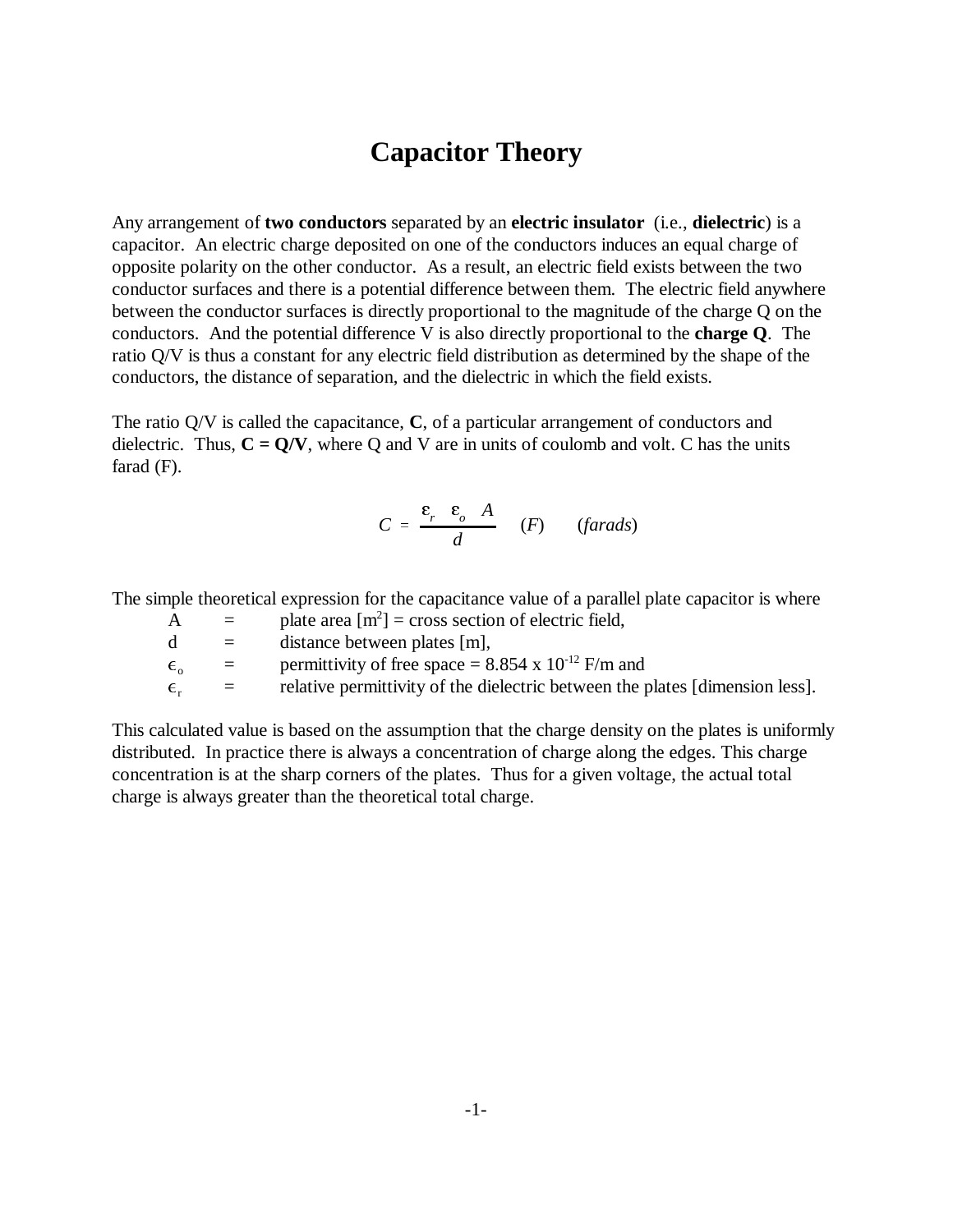# Capacitor Theory

Any arrangement of **two conductors** separated by an **electric insulator** (i.e., **dielectric**) is a capacitor. An electric charge deposited on one of the conductors induces an equal charge of opposite polarity on the other conductor. As a result, an electric field exists between the two conductor surfaces and there is a potential difference between them. The electric field anywhere between the conductor surfaces is directly proportional to the magnitude of the charge Q on the conductors. And the potential difference V is also directly proportional to the **charge Q**. The ratio Q/V is thus a constant for any electric field distribution as determined by the shape of the conductors, the distance of separation, and the dielectric in which the field exists.

The ratio Q/V is called the capacitance, **C**, of a particular arrangement of conductors and dielectric. Thus, **C = Q/V**, where Q and V are in units of coulomb and volt. C has the units farad (F).

$$C = \frac{\varepsilon_r \ \varepsilon_o \ A}{d} \quad (F) \qquad (farads)$$

The simple theoretical expression for the capacitance value of a parallel plate capacitor is where

- A = plate area [$m^2$] = cross section of electric field,
- d = distance between plates [m],
- $\epsilon_o$ = permittivity of free space = $8.854 \times 10^{-12}$ F/m and
- $\epsilon_r$ = relative permittivity of the dielectric between the plates [dimension less].

This calculated value is based on the assumption that the charge density on the plates is uniformly distributed. In practice there is always a concentration of charge along the edges. This charge concentration is at the sharp corners of the plates. Thus for a given voltage, the actual total charge is always greater than the theoretical total charge.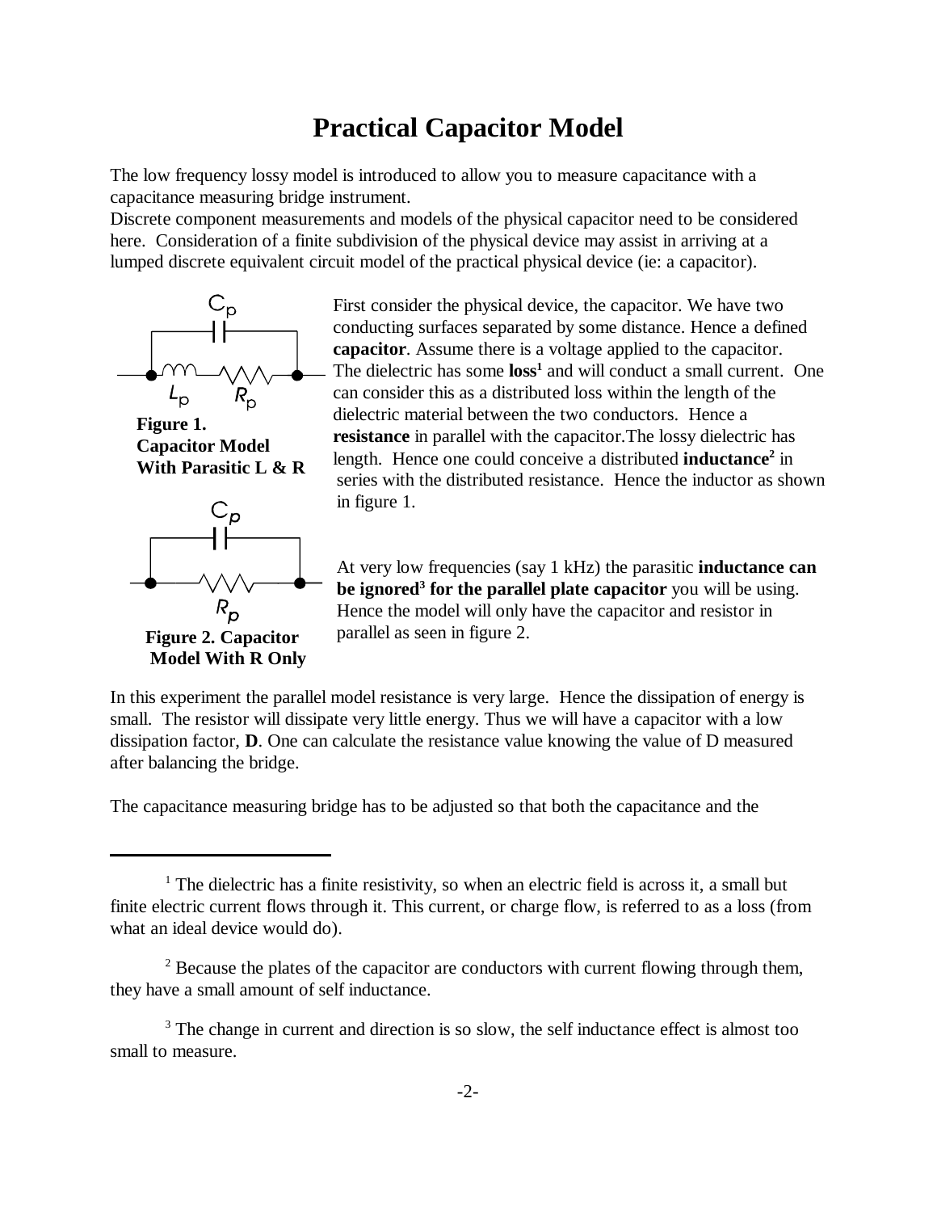# Practical Capacitor Model

The low frequency lossy model is introduced to allow you to measure capacitance with a capacitance measuring bridge instrument.
Discrete component measurements and models of the physical capacitor need to be considered here. Consideration of a finite subdivision of the physical device may assist in arriving at a lumped discrete equivalent circuit model of the practical physical device (ie: a capacitor).

**Figure 1. Capacitor Model With Parasitic L & R**

**Figure 2. Capacitor Model With R Only**

First consider the physical device, the capacitor. We have two conducting surfaces separated by some distance. Hence a defined **capacitor**. Assume there is a voltage applied to the capacitor. The dielectric has some **loss**[1] and will conduct a small current. One can consider this as a distributed loss within the length of the dielectric material between the two conductors. Hence a **resistance** in parallel with the capacitor.The lossy dielectric has length. Hence one could conceive a distributed **inductance**[2] in series with the distributed resistance. Hence the inductor as shown in figure 1.

At very low frequencies (say 1 kHz) the parasitic **inductance can be ignored[3] for the parallel plate capacitor** you will be using. Hence the model will only have the capacitor and resistor in parallel as seen in figure 2.

In this experiment the parallel model resistance is very large. Hence the dissipation of energy is small. The resistor will dissipate very little energy. Thus we will have a capacitor with a low dissipation factor, **D**. One can calculate the resistance value knowing the value of D measured after balancing the bridge.

The capacitance measuring bridge has to be adjusted so that both the capacitance and the

---

[1] The dielectric has a finite resistivity, so when an electric field is across it, a small but finite electric current flows through it. This current, or charge flow, is referred to as a loss (from what an ideal device would do).

[2] Because the plates of the capacitor are conductors with current flowing through them, they have a small amount of self inductance.

[3] The change in current and direction is so slow, the self inductance effect is almost too small to measure.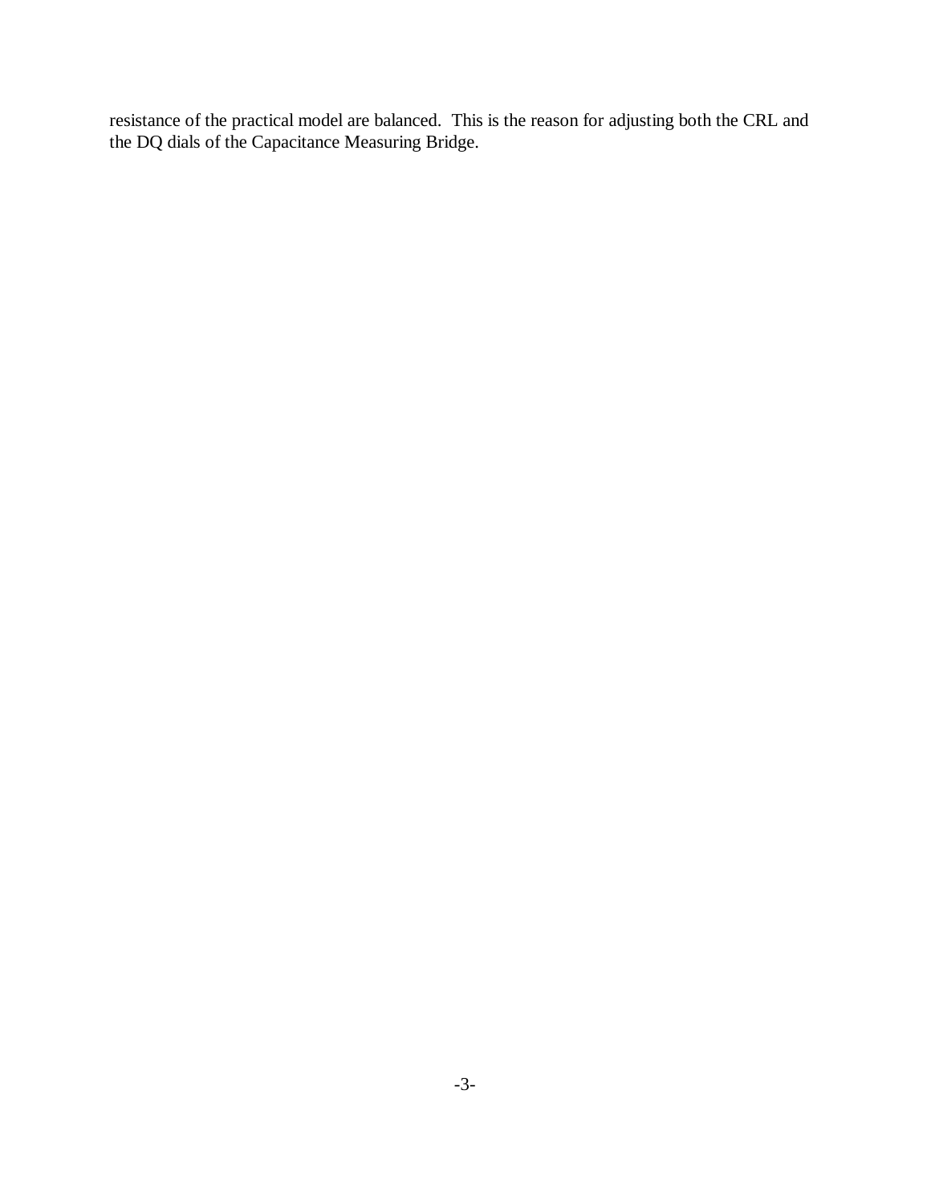resistance of the practical model are balanced. This is the reason for adjusting both the CRL and the DQ dials of the Capacitance Measuring Bridge.